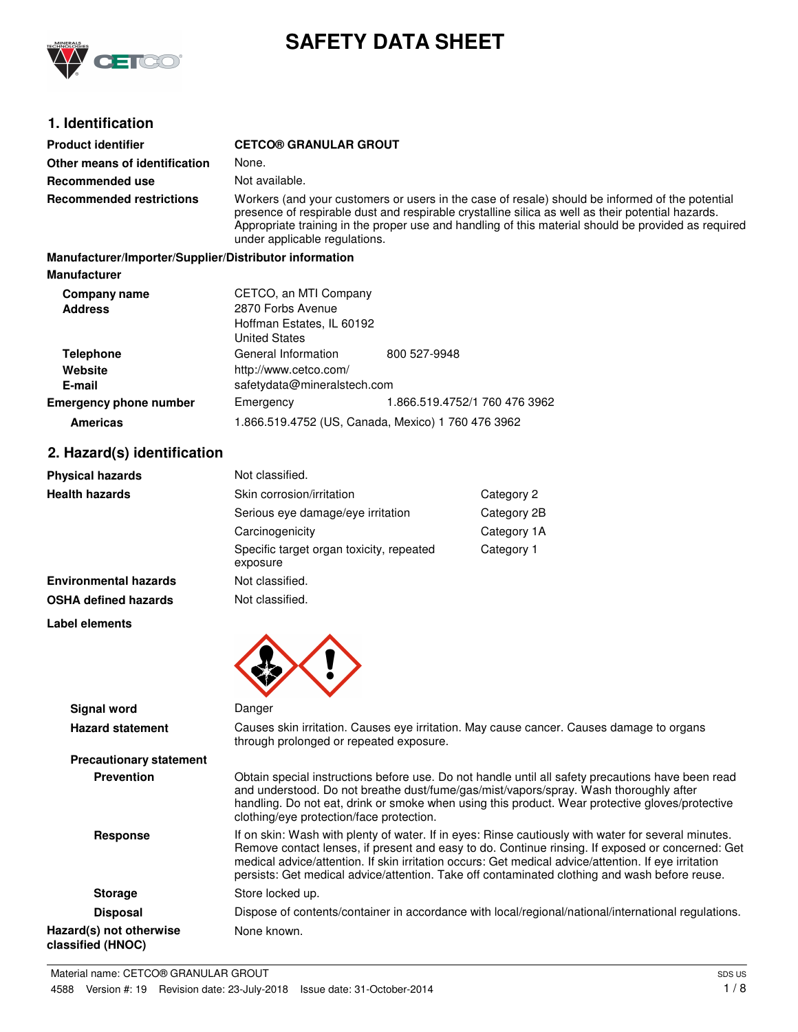# SAFETY DATA SHEET

## 1. Identification

| | |
|---|---|
| **Product identifier** | **CETCO® GRANULAR GROUT** |
| **Other means of identification** | None. |
| **Recommended use** | Not available. |
| **Recommended restrictions** | Workers (and your customers or users in the case of resale) should be informed of the potential presence of respirable dust and respirable crystalline silica as well as their potential hazards. Appropriate training in the proper use and handling of this material should be provided as required under applicable regulations. |

**Manufacturer/Importer/Supplier/Distributor information**

**Manufacturer**

| | | |
|---|---|---|
| **Company name** | CETCO, an MTI Company | |
| **Address** | 2870 Forbs Avenue<br>Hoffman Estates, IL 60192<br>United States | |
| **Telephone** | General Information | 800 527-9948 |
| **Website** | http://www.cetco.com/ | |
| **E-mail** | safetydata@mineralstech.com | |
| **Emergency phone number** | Emergency | 1.866.519.4752/1 760 476 3962 |
| **Americas** | 1.866.519.4752 (US, Canada, Mexico) 1 760 476 3962 | |

## 2. Hazard(s) identification

| | | |
|---|---|---|
| **Physical hazards** | Not classified. | |
| **Health hazards** | Skin corrosion/irritation | Category 2 |
| | Serious eye damage/eye irritation | Category 2B |
| | Carcinogenicity | Category 1A |
| | Specific target organ toxicity, repeated exposure | Category 1 |
| **Environmental hazards** | Not classified. | |
| **OSHA defined hazards** | Not classified. | |

**Label elements**

**Signal word** Danger

**Hazard statement** Causes skin irritation. Causes eye irritation. May cause cancer. Causes damage to organs through prolonged or repeated exposure.

**Precautionary statement**

**Prevention** Obtain special instructions before use. Do not handle until all safety precautions have been read and understood. Do not breathe dust/fume/gas/mist/vapors/spray. Wash thoroughly after handling. Do not eat, drink or smoke when using this product. Wear protective gloves/protective clothing/eye protection/face protection.

**Response** If on skin: Wash with plenty of water. If in eyes: Rinse cautiously with water for several minutes. Remove contact lenses, if present and easy to do. Continue rinsing. If exposed or concerned: Get medical advice/attention. If skin irritation occurs: Get medical advice/attention. If eye irritation persists: Get medical advice/attention. Take off contaminated clothing and wash before reuse.

**Storage** Store locked up.

**Disposal** Dispose of contents/container in accordance with local/regional/national/international regulations.

**Hazard(s) not otherwise classified (HNOC)** None known.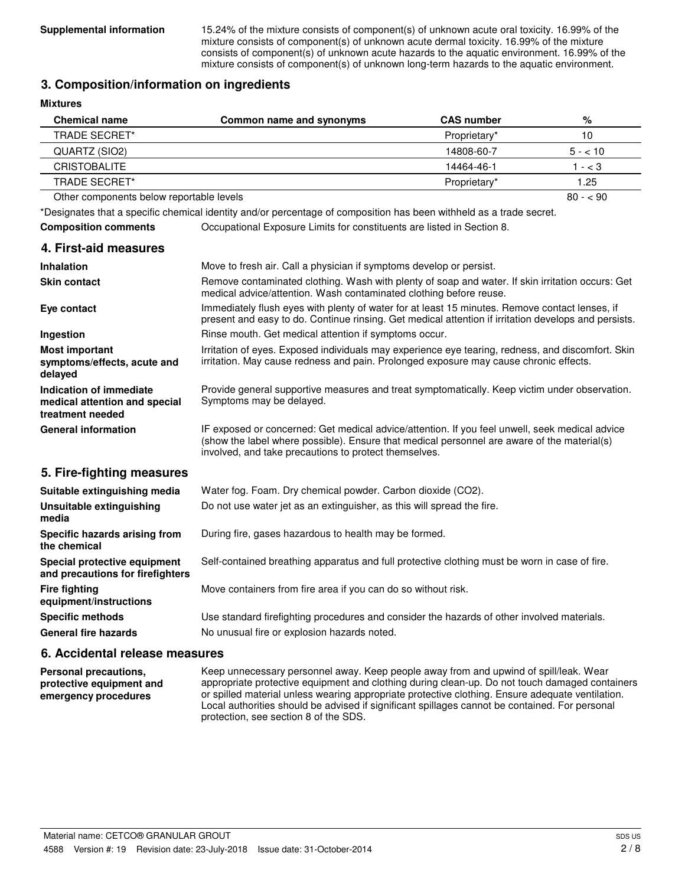**Supplemental information** 15.24% of the mixture consists of component(s) of unknown acute oral toxicity. 16.99% of the mixture consists of component(s) of unknown acute dermal toxicity. 16.99% of the mixture consists of component(s) of unknown acute hazards to the aquatic environment. 16.99% of the mixture consists of component(s) of unknown long-term hazards to the aquatic environment.

## 3. Composition/information on ingredients

**Mixtures**

| Chemical name | Common name and synonyms | CAS number | % |
|---|---|---|---|
| TRADE SECRET* | | Proprietary* | 10 |
| QUARTZ (SIO2) | | 14808-60-7 | 5 - < 10 |
| CRISTOBALITE | | 14464-46-1 | 1 - < 3 |
| TRADE SECRET* | | Proprietary* | 1.25 |
| Other components below reportable levels | | | 80 - < 90 |

*Designates that a specific chemical identity and/or percentage of composition has been withheld as a trade secret.

**Composition comments** Occupational Exposure Limits for constituents are listed in Section 8.

## 4. First-aid measures

**Inhalation** Move to fresh air. Call a physician if symptoms develop or persist.

**Skin contact** Remove contaminated clothing. Wash with plenty of soap and water. If skin irritation occurs: Get medical advice/attention. Wash contaminated clothing before reuse.

**Eye contact** Immediately flush eyes with plenty of water for at least 15 minutes. Remove contact lenses, if present and easy to do. Continue rinsing. Get medical attention if irritation develops and persists.

**Ingestion** Rinse mouth. Get medical attention if symptoms occur.

**Most important symptoms/effects, acute and delayed** Irritation of eyes. Exposed individuals may experience eye tearing, redness, and discomfort. Skin irritation. May cause redness and pain. Prolonged exposure may cause chronic effects.

**Indication of immediate medical attention and special treatment needed** Provide general supportive measures and treat symptomatically. Keep victim under observation. Symptoms may be delayed.

**General information** IF exposed or concerned: Get medical advice/attention. If you feel unwell, seek medical advice (show the label where possible). Ensure that medical personnel are aware of the material(s) involved, and take precautions to protect themselves.

## 5. Fire-fighting measures

**Suitable extinguishing media** Water fog. Foam. Dry chemical powder. Carbon dioxide ($CO_2$).

**Unsuitable extinguishing media** Do not use water jet as an extinguisher, as this will spread the fire.

**Specific hazards arising from the chemical** During fire, gases hazardous to health may be formed.

**Special protective equipment and precautions for firefighters** Self-contained breathing apparatus and full protective clothing must be worn in case of fire.

**Fire fighting equipment/instructions** Move containers from fire area if you can do so without risk.

**Specific methods** Use standard firefighting procedures and consider the hazards of other involved materials.

**General fire hazards** No unusual fire or explosion hazards noted.

## 6. Accidental release measures

**Personal precautions, protective equipment and emergency procedures** Keep unnecessary personnel away. Keep people away from and upwind of spill/leak. Wear appropriate protective equipment and clothing during clean-up. Do not touch damaged containers or spilled material unless wearing appropriate protective clothing. Ensure adequate ventilation. Local authorities should be advised if significant spillages cannot be contained. For personal protection, see section 8 of the SDS.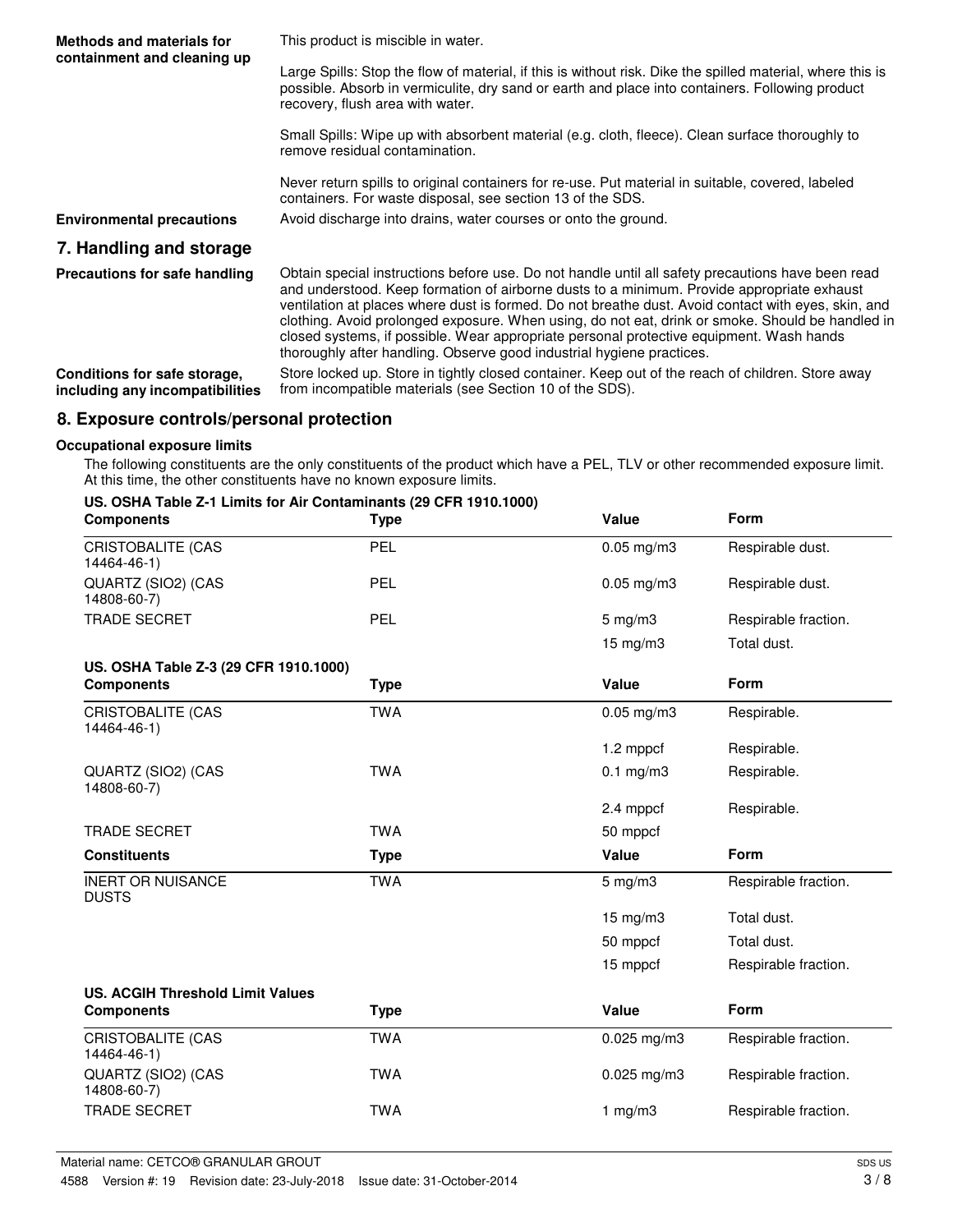**Methods and materials for containment and cleaning up**

This product is miscible in water.

Large Spills: Stop the flow of material, if this is without risk. Dike the spilled material, where this is possible. Absorb in vermiculite, dry sand or earth and place into containers. Following product recovery, flush area with water.

Small Spills: Wipe up with absorbent material (e.g. cloth, fleece). Clean surface thoroughly to remove residual contamination.

Never return spills to original containers for re-use. Put material in suitable, covered, labeled containers. For waste disposal, see section 13 of the SDS.

**Environmental precautions**

Avoid discharge into drains, water courses or onto the ground.

## 7. Handling and storage

**Precautions for safe handling**

Obtain special instructions before use. Do not handle until all safety precautions have been read and understood. Keep formation of airborne dusts to a minimum. Provide appropriate exhaust ventilation at places where dust is formed. Do not breathe dust. Avoid contact with eyes, skin, and clothing. Avoid prolonged exposure. When using, do not eat, drink or smoke. Should be handled in closed systems, if possible. Wear appropriate personal protective equipment. Wash hands thoroughly after handling. Observe good industrial hygiene practices.

**Conditions for safe storage, including any incompatibilities**

Store locked up. Store in tightly closed container. Keep out of the reach of children. Store away from incompatible materials (see Section 10 of the SDS).

## 8. Exposure controls/personal protection

**Occupational exposure limits**

The following constituents are the only constituents of the product which have a PEL, TLV or other recommended exposure limit. At this time, the other constituents have no known exposure limits.

**US. OSHA Table Z-1 Limits for Air Contaminants (29 CFR 1910.1000)**

| Components | Type | Value | Form |
|---|---|---|---|
| CRISTOBALITE (CAS 14464-46-1) | PEL | 0.05 mg/m3 | Respirable dust. |
| QUARTZ (SIO2) (CAS 14808-60-7) | PEL | 0.05 mg/m3 | Respirable dust. |
| TRADE SECRET | PEL | 5 mg/m3 | Respirable fraction. |
| | | 15 mg/m3 | Total dust. |

**US. OSHA Table Z-3 (29 CFR 1910.1000)**

| Components | Type | Value | Form |
|---|---|---|---|
| CRISTOBALITE (CAS 14464-46-1) | TWA | 0.05 mg/m3 | Respirable. |
| | | 1.2 mppcf | Respirable. |
| QUARTZ (SIO2) (CAS 14808-60-7) | TWA | 0.1 mg/m3 | Respirable. |
| | | 2.4 mppcf | Respirable. |
| TRADE SECRET | TWA | 50 mppcf | |

| Constituents | Type | Value | Form |
|---|---|---|---|
| INERT OR NUISANCE DUSTS | TWA | 5 mg/m3 | Respirable fraction. |
| | | 15 mg/m3 | Total dust. |
| | | 50 mppcf | Total dust. |
| | | 15 mppcf | Respirable fraction. |

**US. ACGIH Threshold Limit Values**

| Components | Type | Value | Form |
|---|---|---|---|
| CRISTOBALITE (CAS 14464-46-1) | TWA | 0.025 mg/m3 | Respirable fraction. |
| QUARTZ (SIO2) (CAS 14808-60-7) | TWA | 0.025 mg/m3 | Respirable fraction. |
| TRADE SECRET | TWA | 1 mg/m3 | Respirable fraction. |

Material name: CETCO® GRANULAR GROUT

4588 Version #: 19 Revision date: 23-July-2018 Issue date: 31-October-2014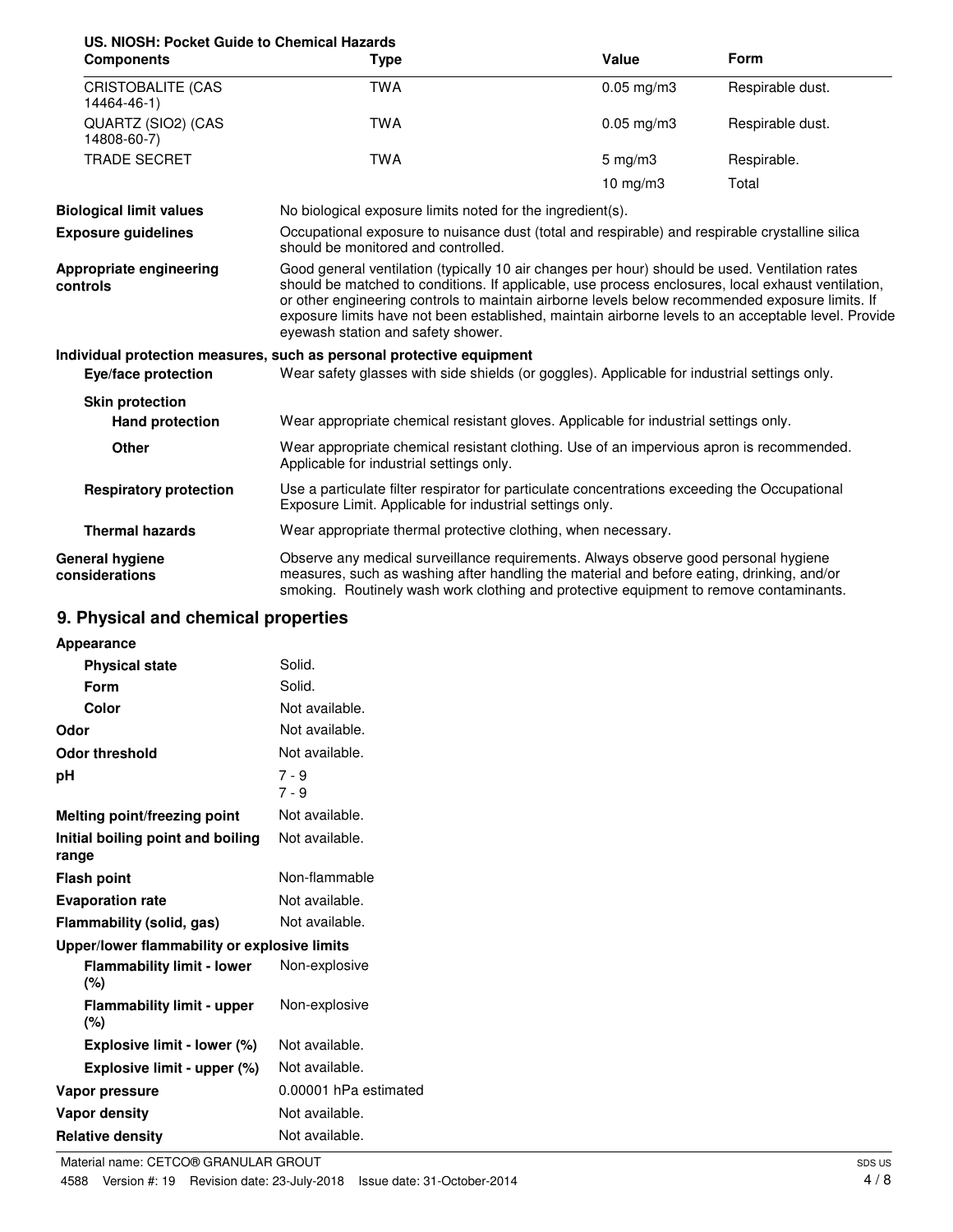**US. NIOSH: Pocket Guide to Chemical Hazards**

| Components | Type | Value | Form |
|---|---|---|---|
| CRISTOBALITE (CAS 14464-46-1) | TWA | 0.05 mg/m3 | Respirable dust. |
| QUARTZ (SIO2) (CAS 14808-60-7) | TWA | 0.05 mg/m3 | Respirable dust. |
| TRADE SECRET | TWA | 5 mg/m3 | Respirable. |
| | | 10 mg/m3 | Total |

**Biological limit values** No biological exposure limits noted for the ingredient(s).

**Exposure guidelines** Occupational exposure to nuisance dust (total and respirable) and respirable crystalline silica should be monitored and controlled.

**Appropriate engineering controls** Good general ventilation (typically 10 air changes per hour) should be used. Ventilation rates should be matched to conditions. If applicable, use process enclosures, local exhaust ventilation, or other engineering controls to maintain airborne levels below recommended exposure limits. If exposure limits have not been established, maintain airborne levels to an acceptable level. Provide eyewash station and safety shower.

**Individual protection measures, such as personal protective equipment**

**Eye/face protection** Wear safety glasses with side shields (or goggles). Applicable for industrial settings only.

**Skin protection**

**Hand protection** Wear appropriate chemical resistant gloves. Applicable for industrial settings only.

**Other** Wear appropriate chemical resistant clothing. Use of an impervious apron is recommended. Applicable for industrial settings only.

**Respiratory protection** Use a particulate filter respirator for particulate concentrations exceeding the Occupational Exposure Limit. Applicable for industrial settings only.

**Thermal hazards** Wear appropriate thermal protective clothing, when necessary.

**General hygiene considerations** Observe any medical surveillance requirements. Always observe good personal hygiene measures, such as washing after handling the material and before eating, drinking, and/or smoking. Routinely wash work clothing and protective equipment to remove contaminants.

## 9. Physical and chemical properties

**Appearance**

| | |
|---|---|
| **Physical state** | Solid. |
| **Form** | Solid. |
| **Color** | Not available. |
| **Odor** | Not available. |
| **Odor threshold** | Not available. |
| **pH** | 7 - 9<br>7 - 9 |
| **Melting point/freezing point** | Not available. |
| **Initial boiling point and boiling range** | Not available. |
| **Flash point** | Non-flammable |
| **Evaporation rate** | Not available. |
| **Flammability (solid, gas)** | Not available. |
| **Upper/lower flammability or explosive limits** | |
| **Flammability limit - lower (%)** | Non-explosive |
| **Flammability limit - upper (%)** | Non-explosive |
| **Explosive limit - lower (%)** | Not available. |
| **Explosive limit - upper (%)** | Not available. |
| **Vapor pressure** | 0.00001 hPa estimated |
| **Vapor density** | Not available. |
| **Relative density** | Not available. |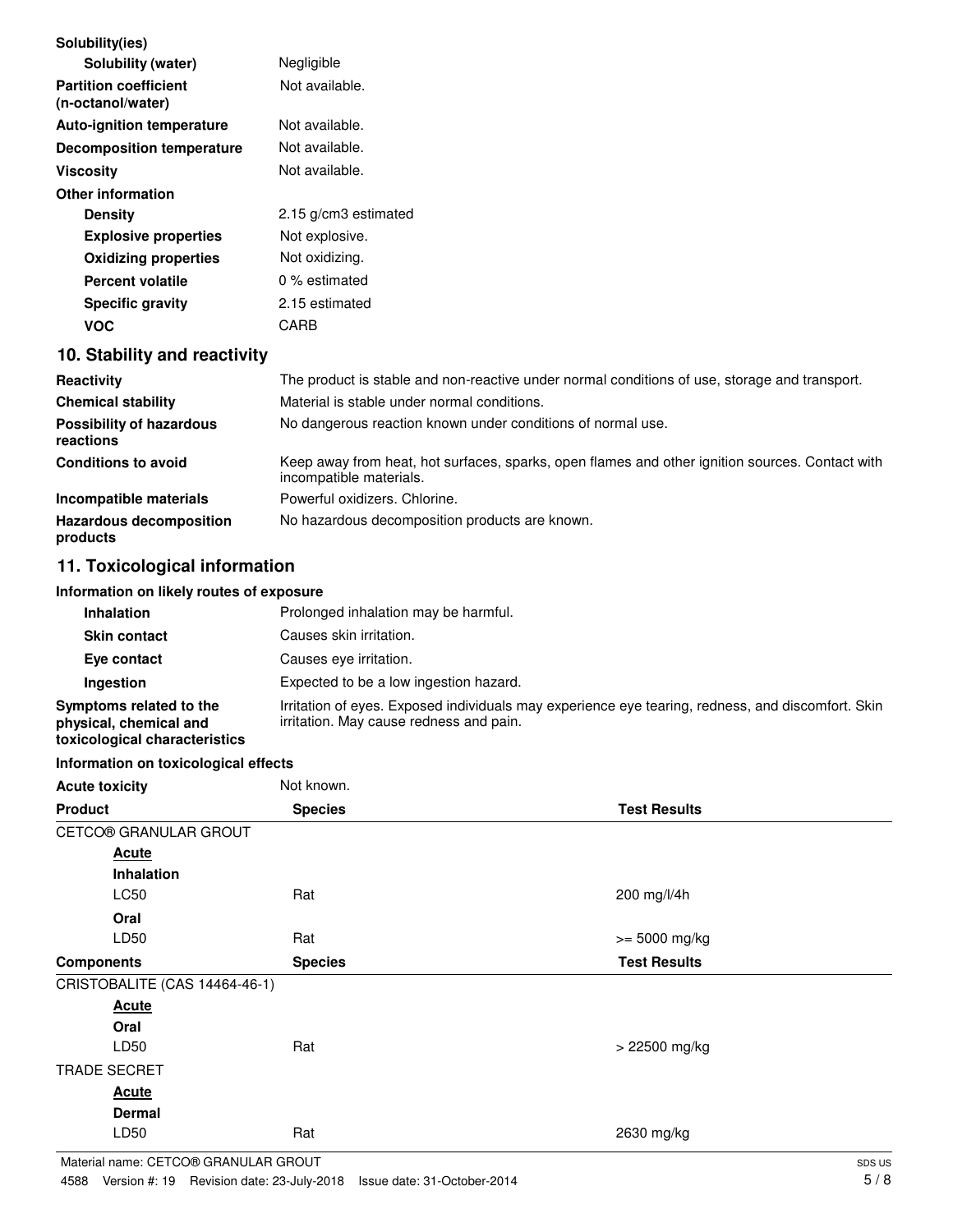| | |
|---|---|
| **Solubility(ies)** | |
| **Solubility (water)** | Negligible |
| **Partition coefficient (n-octanol/water)** | Not available. |
| **Auto-ignition temperature** | Not available. |
| **Decomposition temperature** | Not available. |
| **Viscosity** | Not available. |
| **Other information** | |
| **Density** | 2.15 g/cm3 estimated |
| **Explosive properties** | Not explosive. |
| **Oxidizing properties** | Not oxidizing. |
| **Percent volatile** | 0 % estimated |
| **Specific gravity** | 2.15 estimated |
| **VOC** | CARB |

## 10. Stability and reactivity

| | |
|---|---|
| **Reactivity** | The product is stable and non-reactive under normal conditions of use, storage and transport. |
| **Chemical stability** | Material is stable under normal conditions. |
| **Possibility of hazardous reactions** | No dangerous reaction known under conditions of normal use. |
| **Conditions to avoid** | Keep away from heat, hot surfaces, sparks, open flames and other ignition sources. Contact with incompatible materials. |
| **Incompatible materials** | Powerful oxidizers. Chlorine. |
| **Hazardous decomposition products** | No hazardous decomposition products are known. |

## 11. Toxicological information

**Information on likely routes of exposure**

| | |
|---|---|
| **Inhalation** | Prolonged inhalation may be harmful. |
| **Skin contact** | Causes skin irritation. |
| **Eye contact** | Causes eye irritation. |
| **Ingestion** | Expected to be a low ingestion hazard. |
| **Symptoms related to the physical, chemical and toxicological characteristics** | Irritation of eyes. Exposed individuals may experience eye tearing, redness, and discomfort. Skin irritation. May cause redness and pain. |

**Information on toxicological effects**

**Acute toxicity** Not known.

| Product | Species | Test Results |
|---|---|---|
| CETCO® GRANULAR GROUT | | |
| **Acute** | | |
| **Inhalation** | | |
| LC50 | Rat | 200 mg/l/4h |
| **Oral** | | |
| LD50 | Rat | >= 5000 mg/kg |

| Components | Species | Test Results |
|---|---|---|
| CRISTOBALITE (CAS 14464-46-1) | | |
| **Acute** | | |
| **Oral** | | |
| LD50 | Rat | > 22500 mg/kg |
| TRADE SECRET | | |
| **Acute** | | |
| **Dermal** | | |
| LD50 | Rat | 2630 mg/kg |

Material name: CETCO® GRANULAR GROUT

4588 Version #: 19 Revision date: 23-July-2018 Issue date: 31-October-2014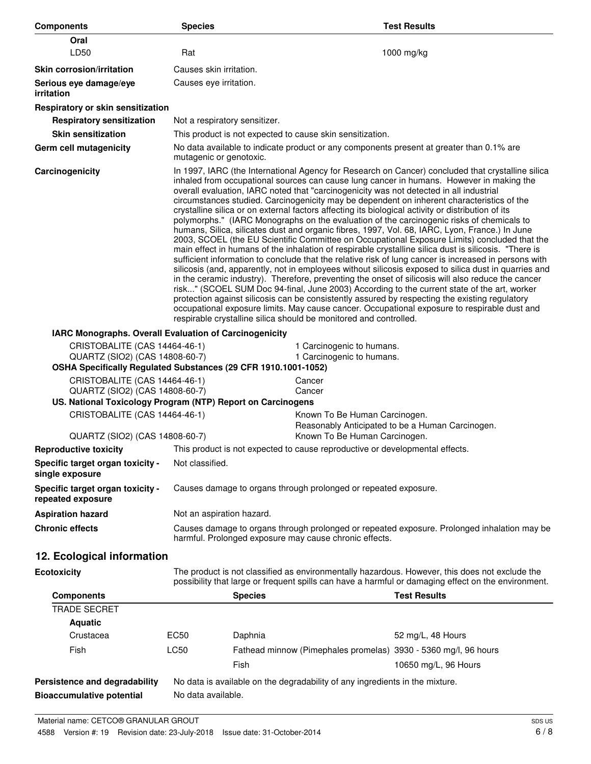| Components | Species | Test Results |
|---|---|---|
| **Oral** | | |
| LD50 | Rat | 1000 mg/kg |

**Skin corrosion/irritation** Causes skin irritation.

**Serious eye damage/eye irritation** Causes eye irritation.

**Respiratory or skin sensitization**

**Respiratory sensitization** Not a respiratory sensitizer.

**Skin sensitization** This product is not expected to cause skin sensitization.

**Germ cell mutagenicity** No data available to indicate product or any components present at greater than 0.1% are mutagenic or genotoxic.

**Carcinogenicity** In 1997, IARC (the International Agency for Research on Cancer) concluded that crystalline silica inhaled from occupational sources can cause lung cancer in humans. However in making the overall evaluation, IARC noted that "carcinogenicity was not detected in all industrial circumstances studied. Carcinogenicity may be dependent on inherent characteristics of the crystalline silica or on external factors affecting its biological activity or distribution of its polymorphs." (IARC Monographs on the evaluation of the carcinogenic risks of chemicals to humans, Silica, silicates dust and organic fibres, 1997, Vol. 68, IARC, Lyon, France.) In June 2003, SCOEL (the EU Scientific Committee on Occupational Exposure Limits) concluded that the main effect in humans of the inhalation of respirable crystalline silica dust is silicosis. "There is sufficient information to conclude that the relative risk of lung cancer is increased in persons with silicosis (and, apparently, not in employees without silicosis exposed to silica dust in quarries and in the ceramic industry). Therefore, preventing the onset of silicosis will also reduce the cancer risk..." (SCOEL SUM Doc 94-final, June 2003) According to the current state of the art, worker protection against silicosis can be consistently assured by respecting the existing regulatory occupational exposure limits. May cause cancer. Occupational exposure to respirable dust and respirable crystalline silica should be monitored and controlled.

**IARC Monographs. Overall Evaluation of Carcinogenicity**

| | |
|---|---|
| CRISTOBALITE (CAS 14464-46-1) | 1 Carcinogenic to humans. |
| QUARTZ (SIO2) (CAS 14808-60-7) | 1 Carcinogenic to humans. |

**OSHA Specifically Regulated Substances (29 CFR 1910.1001-1052)**

| | |
|---|---|
| CRISTOBALITE (CAS 14464-46-1) | Cancer |
| QUARTZ (SIO2) (CAS 14808-60-7) | Cancer |

**US. National Toxicology Program (NTP) Report on Carcinogens**

| | |
|---|---|
| CRISTOBALITE (CAS 14464-46-1) | Known To Be Human Carcinogen.<br>Reasonably Anticipated to be a Human Carcinogen. |
| QUARTZ (SIO2) (CAS 14808-60-7) | Known To Be Human Carcinogen. |

**Reproductive toxicity** This product is not expected to cause reproductive or developmental effects.

**Specific target organ toxicity - single exposure** Not classified.

**Specific target organ toxicity - repeated exposure** Causes damage to organs through prolonged or repeated exposure.

**Aspiration hazard** Not an aspiration hazard.

**Chronic effects** Causes damage to organs through prolonged or repeated exposure. Prolonged inhalation may be harmful. Prolonged exposure may cause chronic effects.

## 12. Ecological information

**Ecotoxicity** The product is not classified as environmentally hazardous. However, this does not exclude the possibility that large or frequent spills can have a harmful or damaging effect on the environment.

| Components | | Species | Test Results |
|---|---|---|---|
| TRADE SECRET | | | |
| **Aquatic** | | | |
| Crustacea | EC50 | Daphnia | 52 mg/L, 48 Hours |
| Fish | LC50 | Fathead minnow (Pimephales promelas) | 3930 - 5360 mg/l, 96 hours |
| | | Fish | 10650 mg/L, 96 Hours |

**Persistence and degradability** No data is available on the degradability of any ingredients in the mixture.

**Bioaccumulative potential** No data available.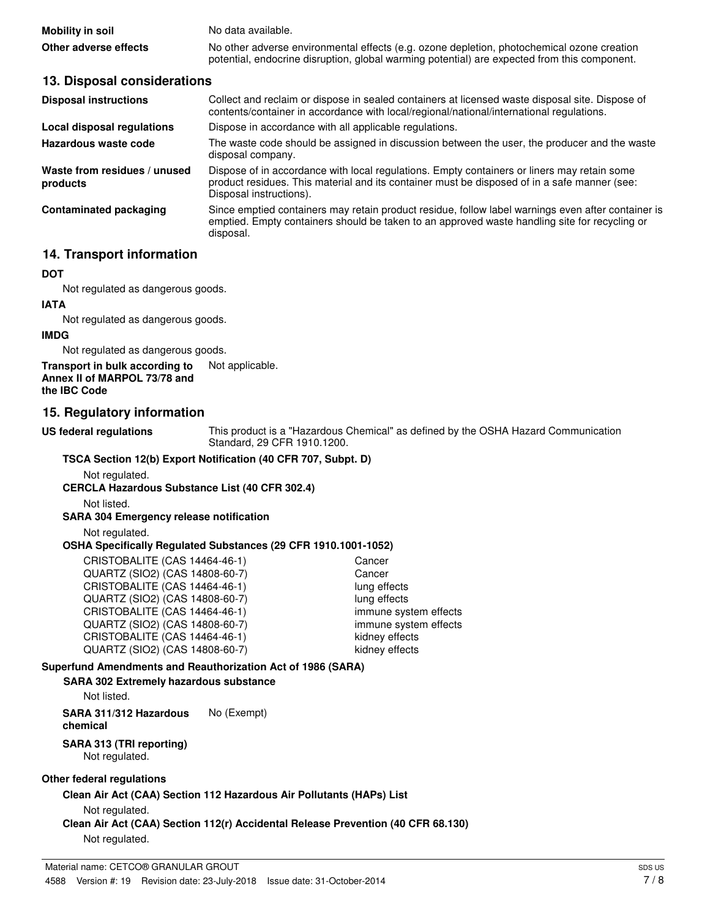| | |
|---|---|
| **Mobility in soil** | No data available. |
| **Other adverse effects** | No other adverse environmental effects (e.g. ozone depletion, photochemical ozone creation potential, endocrine disruption, global warming potential) are expected from this component. |

## 13. Disposal considerations

| | |
|---|---|
| **Disposal instructions** | Collect and reclaim or dispose in sealed containers at licensed waste disposal site. Dispose of contents/container in accordance with local/regional/national/international regulations. |
| **Local disposal regulations** | Dispose in accordance with all applicable regulations. |
| **Hazardous waste code** | The waste code should be assigned in discussion between the user, the producer and the waste disposal company. |
| **Waste from residues / unused products** | Dispose of in accordance with local regulations. Empty containers or liners may retain some product residues. This material and its container must be disposed of in a safe manner (see: Disposal instructions). |
| **Contaminated packaging** | Since emptied containers may retain product residue, follow label warnings even after container is emptied. Empty containers should be taken to an approved waste handling site for recycling or disposal. |

## 14. Transport information

**DOT**

Not regulated as dangerous goods.

**IATA**

Not regulated as dangerous goods.

**IMDG**

Not regulated as dangerous goods.

**Transport in bulk according to Annex II of MARPOL 73/78 and the IBC Code** Not applicable.

## 15. Regulatory information

**US federal regulations** This product is a "Hazardous Chemical" as defined by the OSHA Hazard Communication Standard, 29 CFR 1910.1200.

**TSCA Section 12(b) Export Notification (40 CFR 707, Subpt. D)**

Not regulated.

**CERCLA Hazardous Substance List (40 CFR 302.4)**

Not listed.

**SARA 304 Emergency release notification**

Not regulated.

**OSHA Specifically Regulated Substances (29 CFR 1910.1001-1052)**

| | |
|---|---|
| CRISTOBALITE (CAS 14464-46-1) | Cancer |
| QUARTZ (SIO2) (CAS 14808-60-7) | Cancer |
| CRISTOBALITE (CAS 14464-46-1) | lung effects |
| QUARTZ (SIO2) (CAS 14808-60-7) | lung effects |
| CRISTOBALITE (CAS 14464-46-1) | immune system effects |
| QUARTZ (SIO2) (CAS 14808-60-7) | immune system effects |
| CRISTOBALITE (CAS 14464-46-1) | kidney effects |
| QUARTZ (SIO2) (CAS 14808-60-7) | kidney effects |

**Superfund Amendments and Reauthorization Act of 1986 (SARA)**

**SARA 302 Extremely hazardous substance**

Not listed.

**SARA 311/312 Hazardous chemical** No (Exempt)

**SARA 313 (TRI reporting)**

Not regulated.

**Other federal regulations**

**Clean Air Act (CAA) Section 112 Hazardous Air Pollutants (HAPs) List**

Not regulated.

**Clean Air Act (CAA) Section 112(r) Accidental Release Prevention (40 CFR 68.130)**

Not regulated.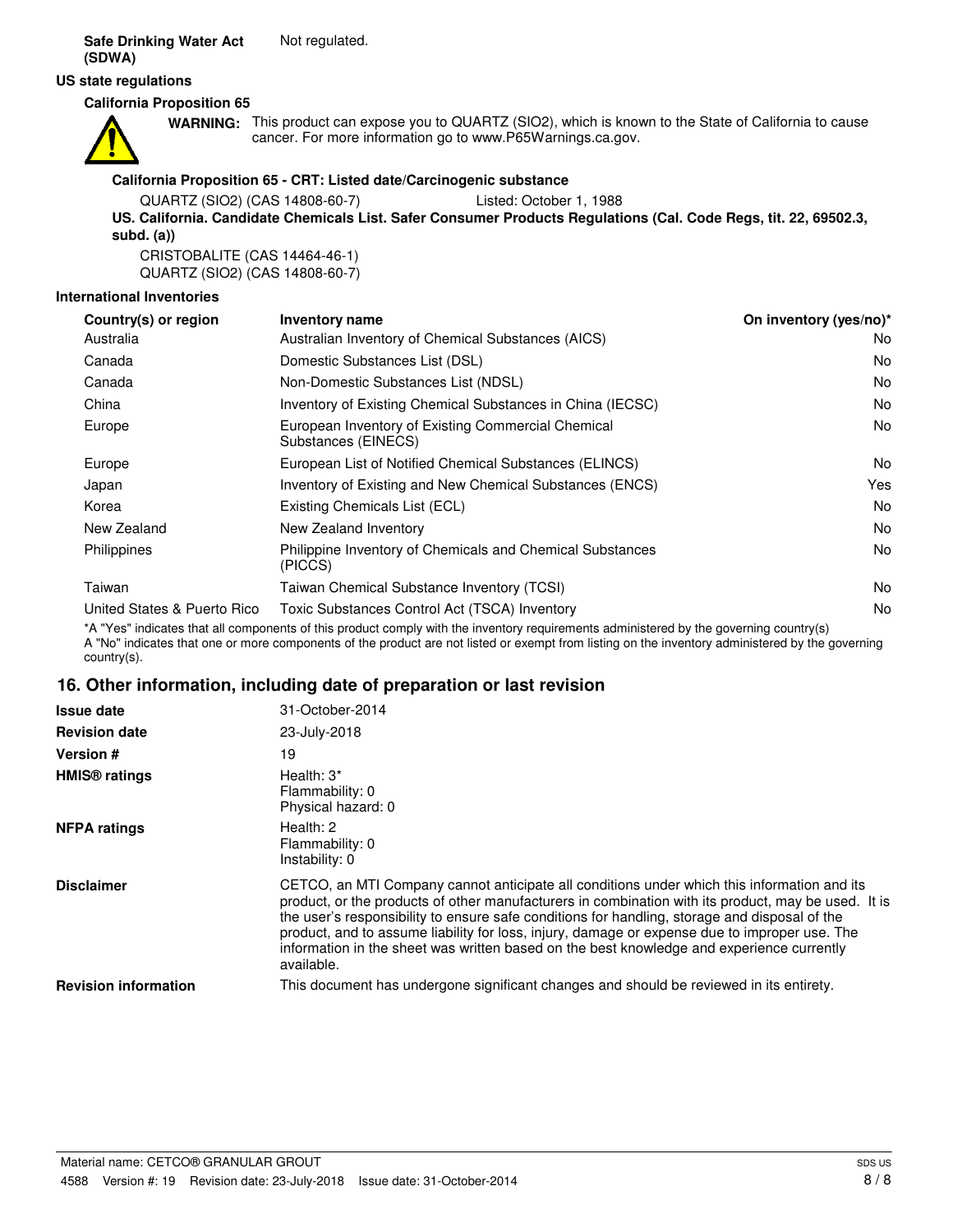**Safe Drinking Water Act (SDWA)** Not regulated.

**US state regulations**

**California Proposition 65**

**WARNING:** This product can expose you to QUARTZ (SIO2), which is known to the State of California to cause cancer. For more information go to www.P65Warnings.ca.gov.

**California Proposition 65 - CRT: Listed date/Carcinogenic substance**

QUARTZ (SIO2) (CAS 14808-60-7) Listed: October 1, 1988

**US. California. Candidate Chemicals List. Safer Consumer Products Regulations (Cal. Code Regs, tit. 22, 69502.3, subd. (a))**

CRISTOBALITE (CAS 14464-46-1)
QUARTZ (SIO2) (CAS 14808-60-7)

**International Inventories**

| Country(s) or region | Inventory name | On inventory (yes/no)* |
|---|---|---|
| Australia | Australian Inventory of Chemical Substances (AICS) | No |
| Canada | Domestic Substances List (DSL) | No |
| Canada | Non-Domestic Substances List (NDSL) | No |
| China | Inventory of Existing Chemical Substances in China (IECSC) | No |
| Europe | European Inventory of Existing Commercial Chemical Substances (EINECS) | No |
| Europe | European List of Notified Chemical Substances (ELINCS) | No |
| Japan | Inventory of Existing and New Chemical Substances (ENCS) | Yes |
| Korea | Existing Chemicals List (ECL) | No |
| New Zealand | New Zealand Inventory | No |
| Philippines | Philippine Inventory of Chemicals and Chemical Substances (PICCS) | No |
| Taiwan | Taiwan Chemical Substance Inventory (TCSI) | No |
| United States & Puerto Rico | Toxic Substances Control Act (TSCA) Inventory | No |

*A "Yes" indicates that all components of this product comply with the inventory requirements administered by the governing country(s)
A "No" indicates that one or more components of the product are not listed or exempt from listing on the inventory administered by the governing country(s).

## 16. Other information, including date of preparation or last revision

**Issue date** 31-October-2014

**Revision date** 23-July-2018

**Version #** 19

**HMIS® ratings**
Health: 3*
Flammability: 0
Physical hazard: 0

**NFPA ratings**
Health: 2
Flammability: 0
Instability: 0

**Disclaimer** CETCO, an MTI Company cannot anticipate all conditions under which this information and its product, or the products of other manufacturers in combination with its product, may be used. It is the user's responsibility to ensure safe conditions for handling, storage and disposal of the product, and to assume liability for loss, injury, damage or expense due to improper use. The information in the sheet was written based on the best knowledge and experience currently available.

**Revision information** This document has undergone significant changes and should be reviewed in its entirety.